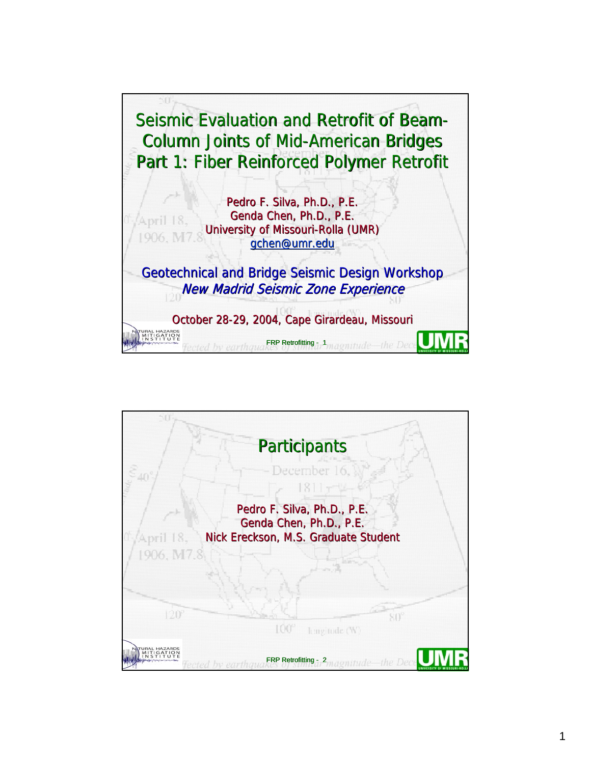# Seismic Evaluation and Retrofit of Beam-Column Joints of Mid-American Bridges Part 1: Fiber Reinforced Polymer Retrofit

Pedro F. Silva, Ph.D., P.E.
Genda Chen, Ph.D., P.E.
University of Missouri-Rolla (UMR)
gchen@umr.edu

Geotechnical and Bridge Seismic Design Workshop
*New Madrid Seismic Zone Experience*

October 28-29, 2004, Cape Girardeau, Missouri

FRP Retrofitting - 1

## Participants

Pedro F. Silva, Ph.D., P.E.
Genda Chen, Ph.D., P.E.
Nick Ereckson, M.S. Graduate Student

FRP Retrofitting - 2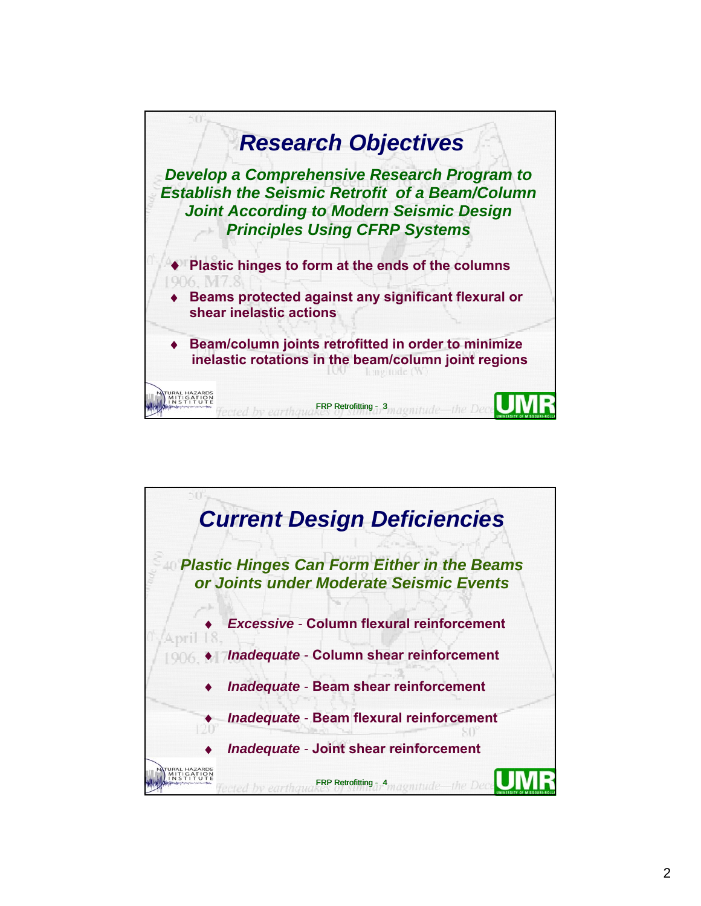## Research Objectives

***Develop a Comprehensive Research Program to Establish the Seismic Retrofit of a Beam/Column Joint According to Modern Seismic Design Principles Using CFRP Systems***

- **Plastic hinges to form at the ends of the columns**
- **Beams protected against any significant flexural or shear inelastic actions**
- **Beam/column joints retrofitted in order to minimize inelastic rotations in the beam/column joint regions**

## Current Design Deficiencies

***Plastic Hinges Can Form Either in the Beams or Joints under Moderate Seismic Events***

- ***Excessive*** **- Column flexural reinforcement**
- ***Inadequate*** **- Column shear reinforcement**
- ***Inadequate*** **- Beam shear reinforcement**
- ***Inadequate*** **- Beam flexural reinforcement**
- ***Inadequate*** **- Joint shear reinforcement**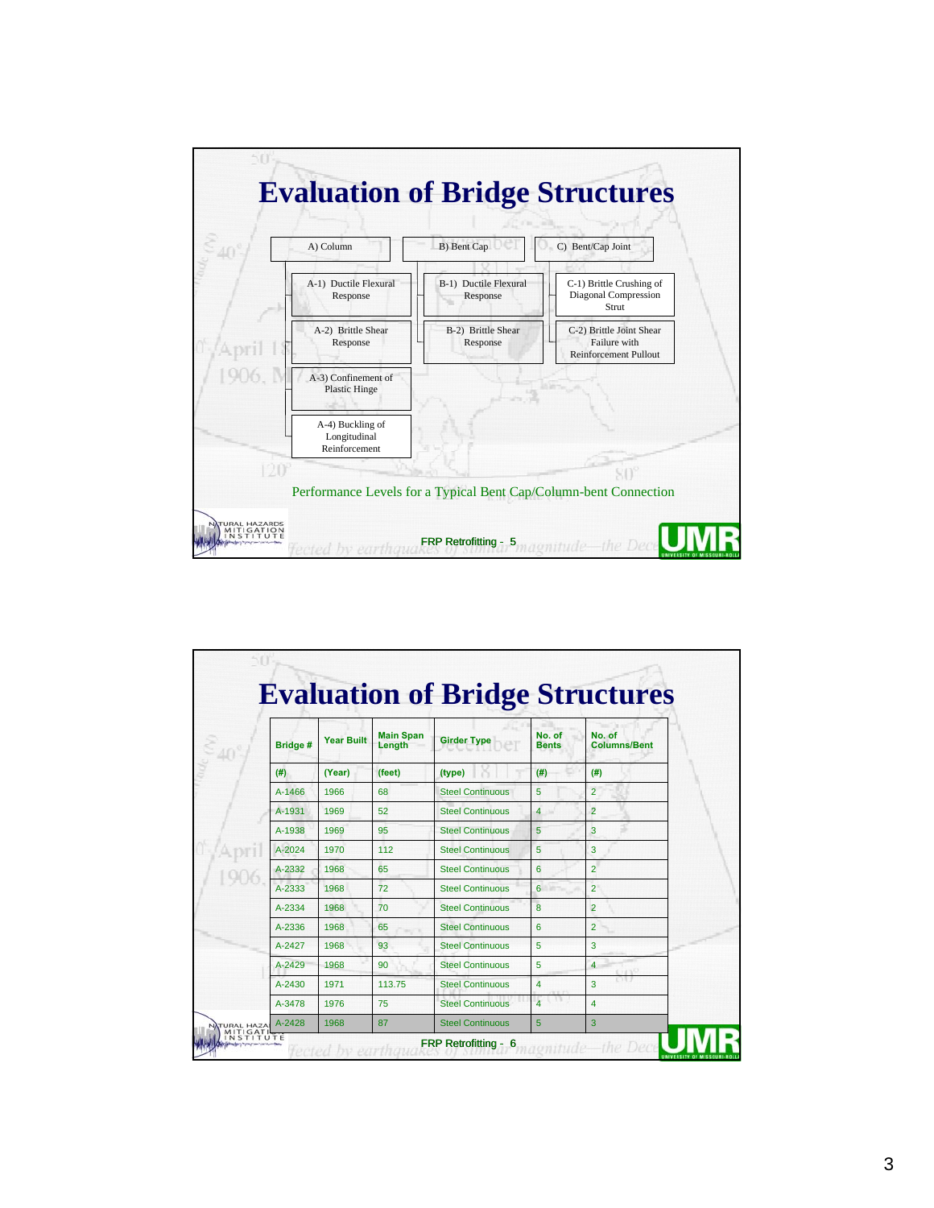# Evaluation of Bridge Structures

- A) Column
  - A-1) Ductile Flexural Response
  - A-2) Brittle Shear Response
  - A-3) Confinement of Plastic Hinge
  - A-4) Buckling of Longitudinal Reinforcement
- B) Bent Cap
  - B-1) Ductile Flexural Response
  - B-2) Brittle Shear Response
- C) Bent/Cap Joint
  - C-1) Brittle Crushing of Diagonal Compression Strut
  - C-2) Brittle Joint Shear Failure with Reinforcement Pullout

Performance Levels for a Typical Bent Cap/Column-bent Connection

FRP Retrofitting - 5

# Evaluation of Bridge Structures

| Bridge # | Year Built | Main Span Length | Girder Type | No. of Bents | No. of Columns/Bent |
|---|---|---|---|---|---|
| (#) | (Year) | (feet) | (type) | (#) | (#) |
| A-1466 | 1966 | 68 | Steel Continuous | 5 | 2 |
| A-1931 | 1969 | 52 | Steel Continuous | 4 | 2 |
| A-1938 | 1969 | 95 | Steel Continuous | 5 | 3 |
| A-2024 | 1970 | 112 | Steel Continuous | 5 | 3 |
| A-2332 | 1968 | 65 | Steel Continuous | 6 | 2 |
| A-2333 | 1968 | 72 | Steel Continuous | 6 | 2 |
| A-2334 | 1968 | 70 | Steel Continuous | 8 | 2 |
| A-2336 | 1968 | 65 | Steel Continuous | 6 | 2 |
| A-2427 | 1968 | 93 | Steel Continuous | 5 | 3 |
| A-2429 | 1968 | 90 | Steel Continuous | 5 | 4 |
| A-2430 | 1971 | 113.75 | Steel Continuous | 4 | 3 |
| A-3478 | 1976 | 75 | Steel Continuous | 4 | 4 |
| A-2428 | 1968 | 87 | Steel Continuous | 5 | 3 |

FRP Retrofitting - 6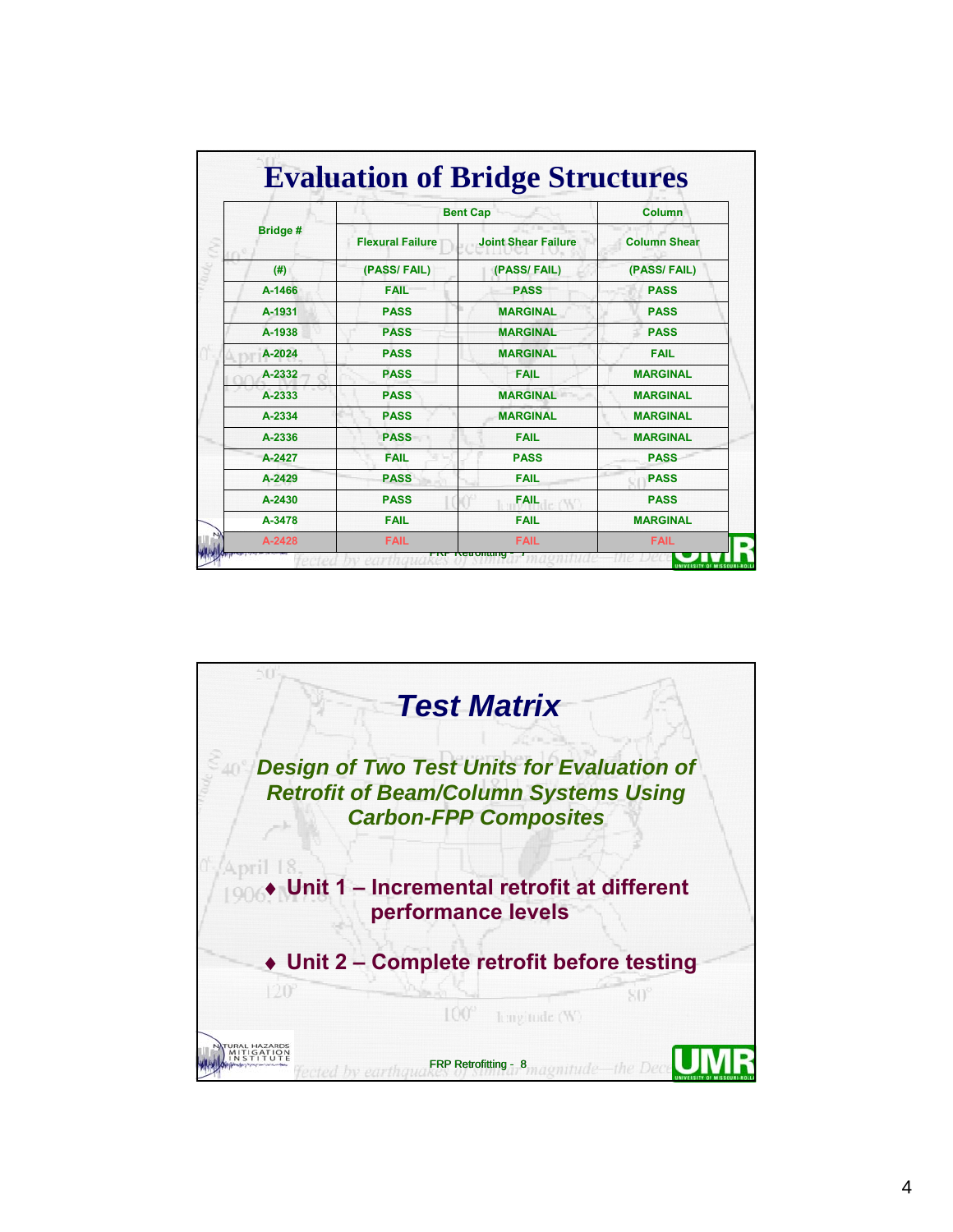# Evaluation of Bridge Structures

| Bridge # | Bent Cap | | Column |
|---|---|---|---|
| | Flexural Failure | Joint Shear Failure | Column Shear |
| (#) | (PASS/ FAIL) | (PASS/ FAIL) | (PASS/ FAIL) |
| A-1466 | FAIL | PASS | PASS |
| A-1931 | PASS | MARGINAL | PASS |
| A-1938 | PASS | MARGINAL | PASS |
| A-2024 | PASS | MARGINAL | FAIL |
| A-2332 | PASS | FAIL | MARGINAL |
| A-2333 | PASS | MARGINAL | MARGINAL |
| A-2334 | PASS | MARGINAL | MARGINAL |
| A-2336 | PASS | FAIL | MARGINAL |
| A-2427 | FAIL | PASS | PASS |
| A-2429 | PASS | FAIL | PASS |
| A-2430 | PASS | FAIL | PASS |
| A-3478 | FAIL | FAIL | MARGINAL |
| A-2428 | FAIL | FAIL | FAIL |

# *Test Matrix*

***Design of Two Test Units for Evaluation of Retrofit of Beam/Column Systems Using Carbon-FPP Composites***

- **Unit 1 – Incremental retrofit at different performance levels**
- **Unit 2 – Complete retrofit before testing**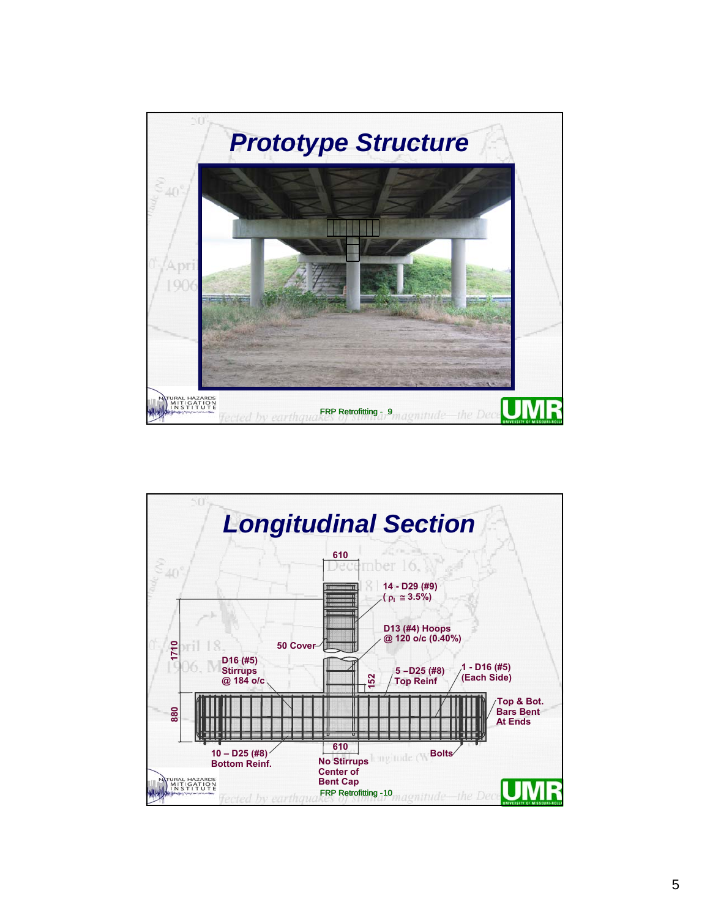## Prototype Structure

FRP Retrofitting - 9

## Longitudinal Section

610

14 - D29 (#9) ( $\rho_l \cong 3.5\%$ )

D13 (#4) Hoops @ 120 o/c (0.40%)

50 Cover

1710

D16 (#5) Stirrups @ 184 o/c

5 – D25 (#8) Top Reinf

152

1 - D16 (#5) (Each Side)

880

Top & Bot. Bars Bent At Ends

10 – D25 (#8) Bottom Reinf.

610

No Stirrups Center of Bent Cap

Bolts

FRP Retrofitting -10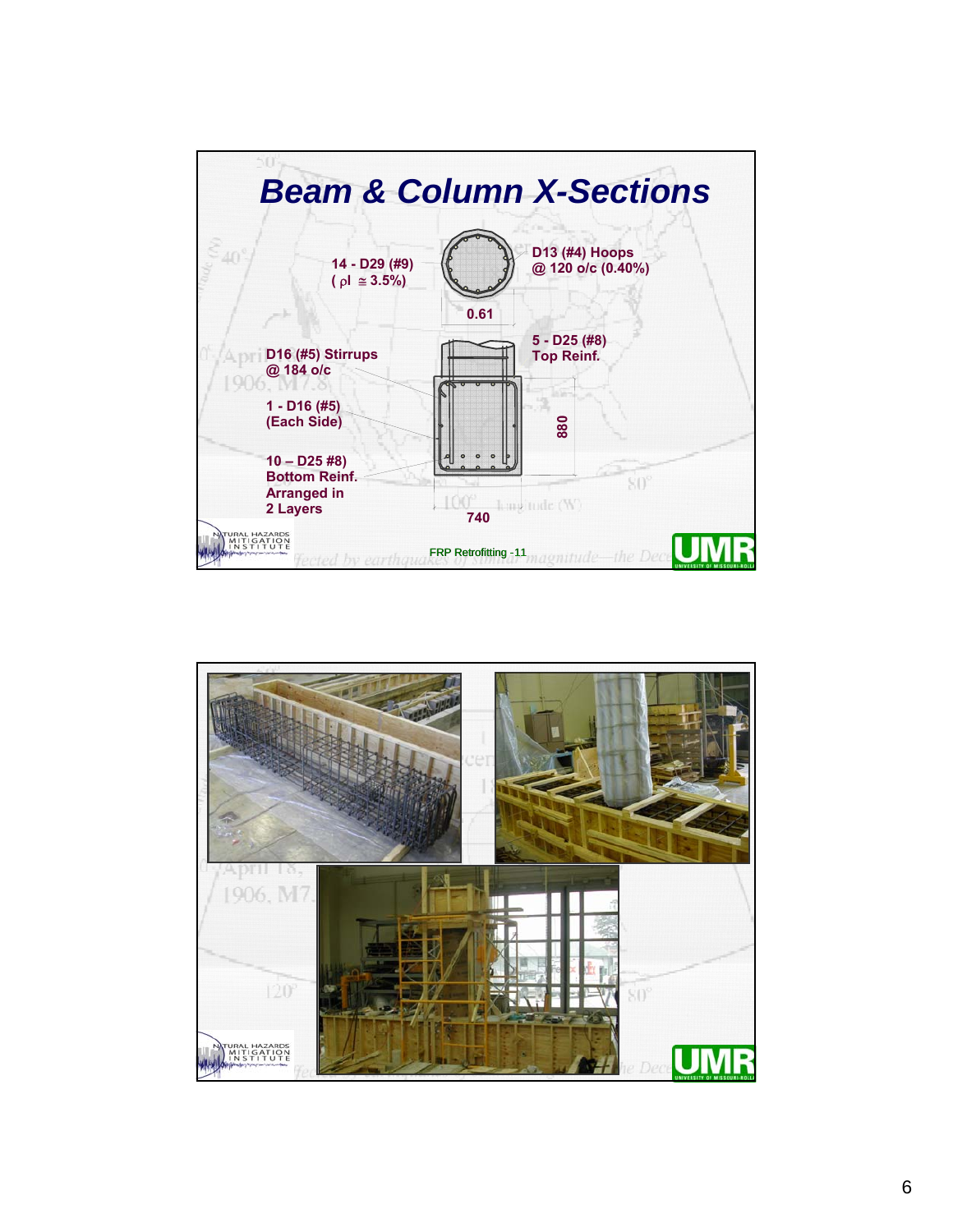## Beam & Column X-Sections

14 - D29 (#9)
( ρl ≅ 3.5%)

D13 (#4) Hoops
@ 120 o/c (0.40%)

0.61

5 - D25 (#8)
Top Reinf.

D16 (#5) Stirrups
@ 184 o/c

1 - D16 (#5)
(Each Side)

880

10 – D25 #8)
Bottom Reinf.
Arranged in
2 Layers

740

FRP Retrofitting -11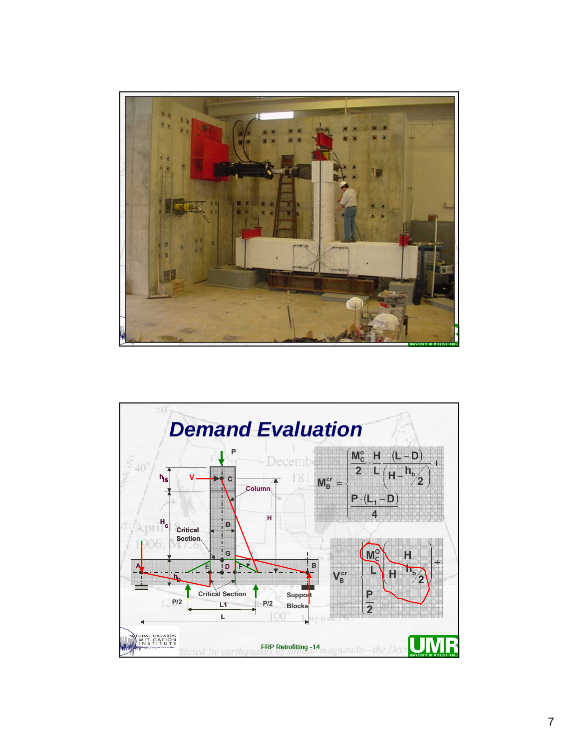# Demand Evaluation

$$M_B^{cr} = \begin{cases} \dfrac{M_C^o}{2} \cdot \dfrac{H}{L} \cdot \dfrac{(L-D)}{\left(H - \dfrac{h_b}{2}\right)} + \\ \dfrac{P \cdot (L_1 - D)}{4} \end{cases}$$

$$V_B^{cr} = \begin{cases} \dfrac{M_C^o}{L} \left( \dfrac{H}{H - \dfrac{h_b}{2}} \right) + \\ \dfrac{P}{2} \end{cases}$$

P, V, $h_{ls}$, $H_c$, $h_b$, H, Column, Critical Section, Support Blocks, P/2, L1, L, A, B, C, D, E, F, G

FRP Retrofitting -14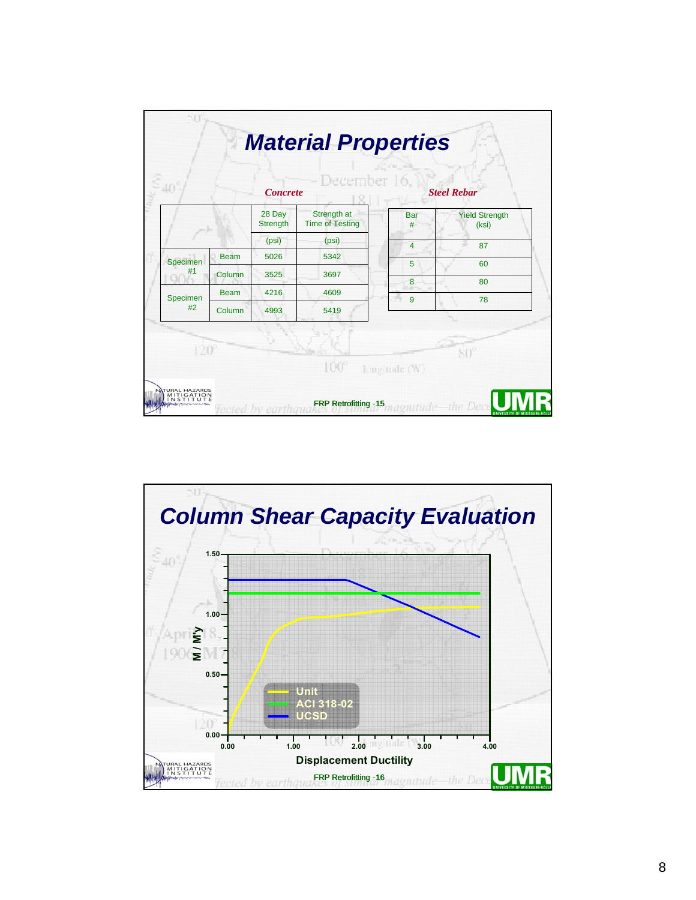# Material Properties

***Concrete***

| | | 28 Day Strength (psi) | Strength at Time of Testing (psi) |
|---|---|---|---|
| Specimen #1 | Beam | 5026 | 5342 |
| | Column | 3525 | 3697 |
| Specimen #2 | Beam | 4216 | 4609 |
| | Column | 4993 | 5419 |

***Steel Rebar***

| Bar # | Yield Strength (ksi) |
|---|---|
| 4 | 87 |
| 5 | 60 |
| 8 | 80 |
| 9 | 78 |

FRP Retrofitting -15

# Column Shear Capacity Evaluation

Chart: $M / M'_y$ (0.00–1.50) vs. Displacement Ductility (0.00–4.00)

Legend: Unit, ACI 318-02, UCSD

FRP Retrofitting -16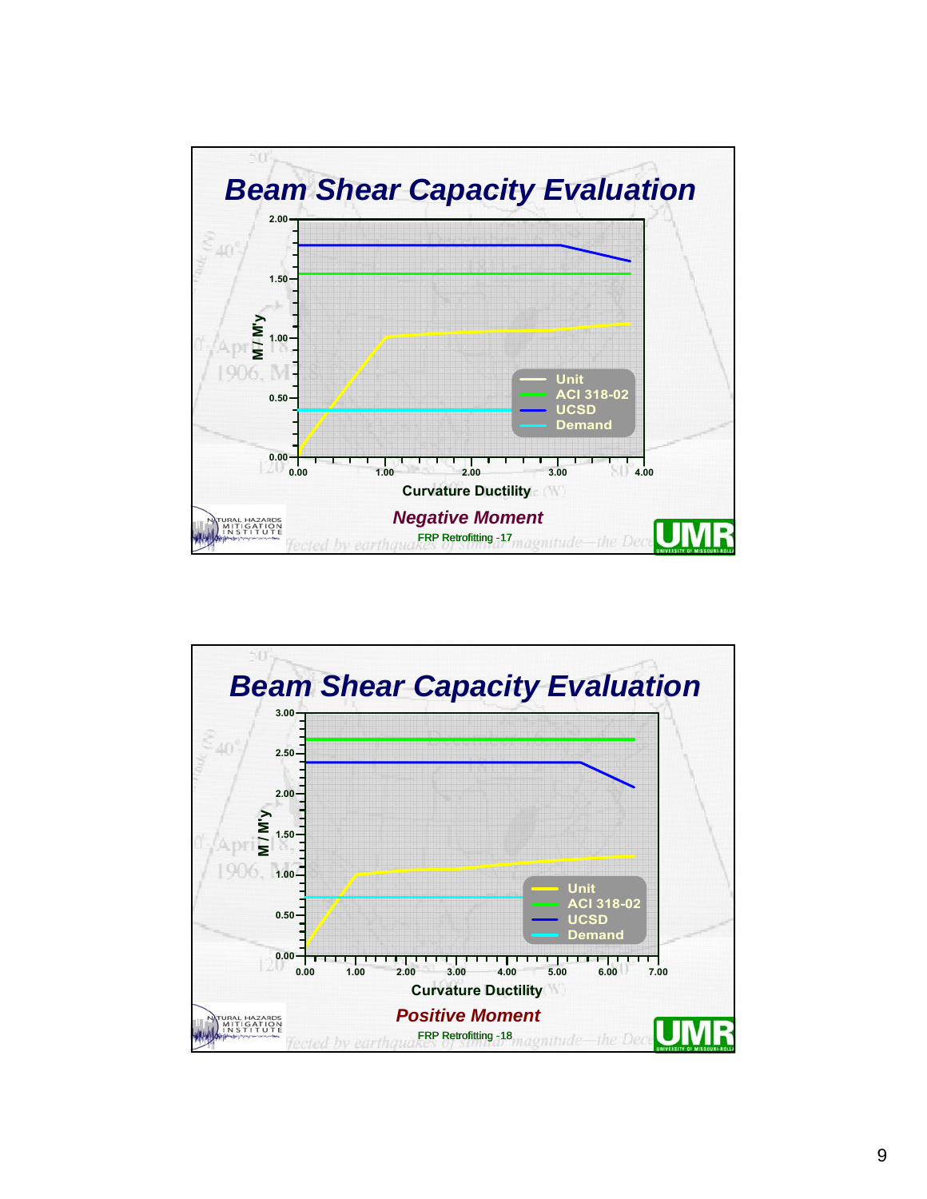## Beam Shear Capacity Evaluation

M / M'y

2.00
1.50
1.00
0.50
0.00

0.00 1.00 2.00 3.00 4.00

Curvature Ductility

- Unit
- ACI 318-02
- UCSD
- Demand

*Negative Moment*

FRP Retrofitting -17

## Beam Shear Capacity Evaluation

M / M'y

3.00
2.50
2.00
1.50
1.00
0.50
0.00

0.00 1.00 2.00 3.00 4.00 5.00 6.00 7.00

Curvature Ductility

- Unit
- ACI 318-02
- UCSD
- Demand

*Positive Moment*

FRP Retrofitting -18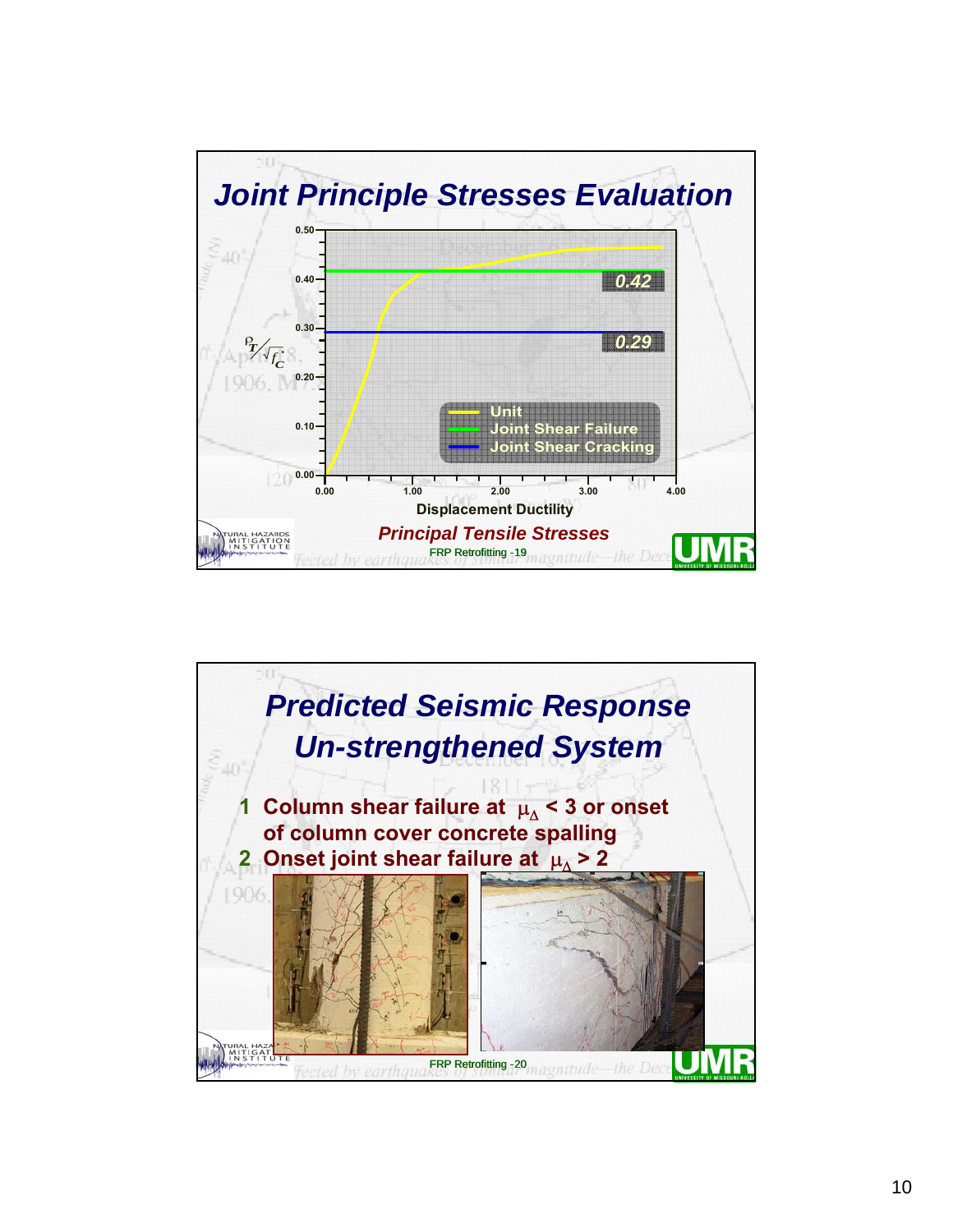## Joint Principle Stresses Evaluation

$P_T / \sqrt{f'_c}$

0.50, 0.40, 0.30, 0.20, 0.10, 0.00

0.42

0.29

Unit
Joint Shear Failure
Joint Shear Cracking

0.00 1.00 2.00 3.00 4.00

Displacement Ductility

*Principal Tensile Stresses*

FRP Retrofitting -19

## Predicted Seismic Response Un-strengthened System

1. Column shear failure at $\mu_\Delta < 3$ or onset of column cover concrete spalling
2. Onset joint shear failure at $\mu_\Delta > 2$

FRP Retrofitting -20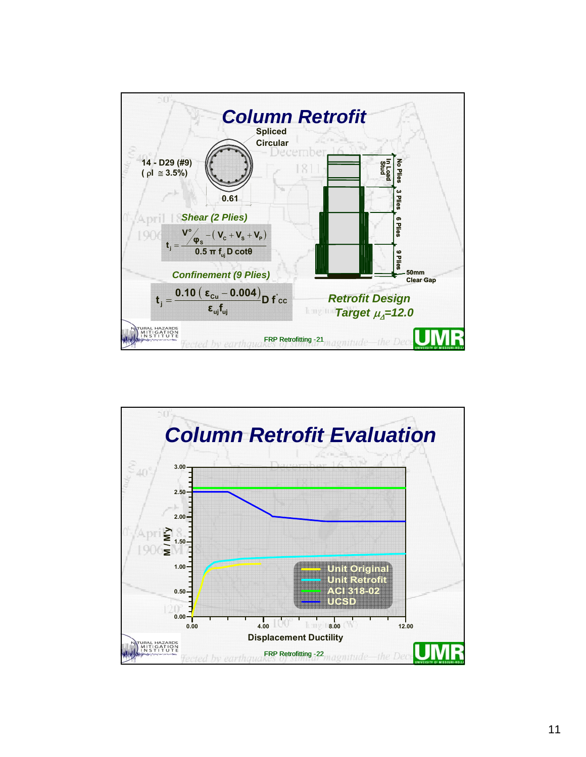## Column Retrofit

Spliced Circular

14 - D29 (#9)
( $\rho l \cong 3.5\%$)

0.61

*Shear (2 Plies)*

$$t_j = \frac{V^o/\varphi_s - (V_C + V_S + V_P)}{0.5\,\pi\, f_{uj}\, D \cot\theta}$$

*Confinement (9 Plies)*

$$t_j = \frac{0.10\,(\varepsilon_{Cu} - 0.004)}{\varepsilon_{uj} f_{uj}} D\, f'_{cc}$$

In Load Stud — No Plies

3 Plies

6 Plies

9 Plies

50mm Clear Gap

*Retrofit Design*
*Target $\mu_\Delta$=12.0*

FRP Retrofitting -21

## Column Retrofit Evaluation

M / M'y (0.00 – 3.00) vs. Displacement Ductility (0.00 – 12.00)

- Unit Original
- Unit Retrofit
- ACI 318-02
- UCSD

FRP Retrofitting -22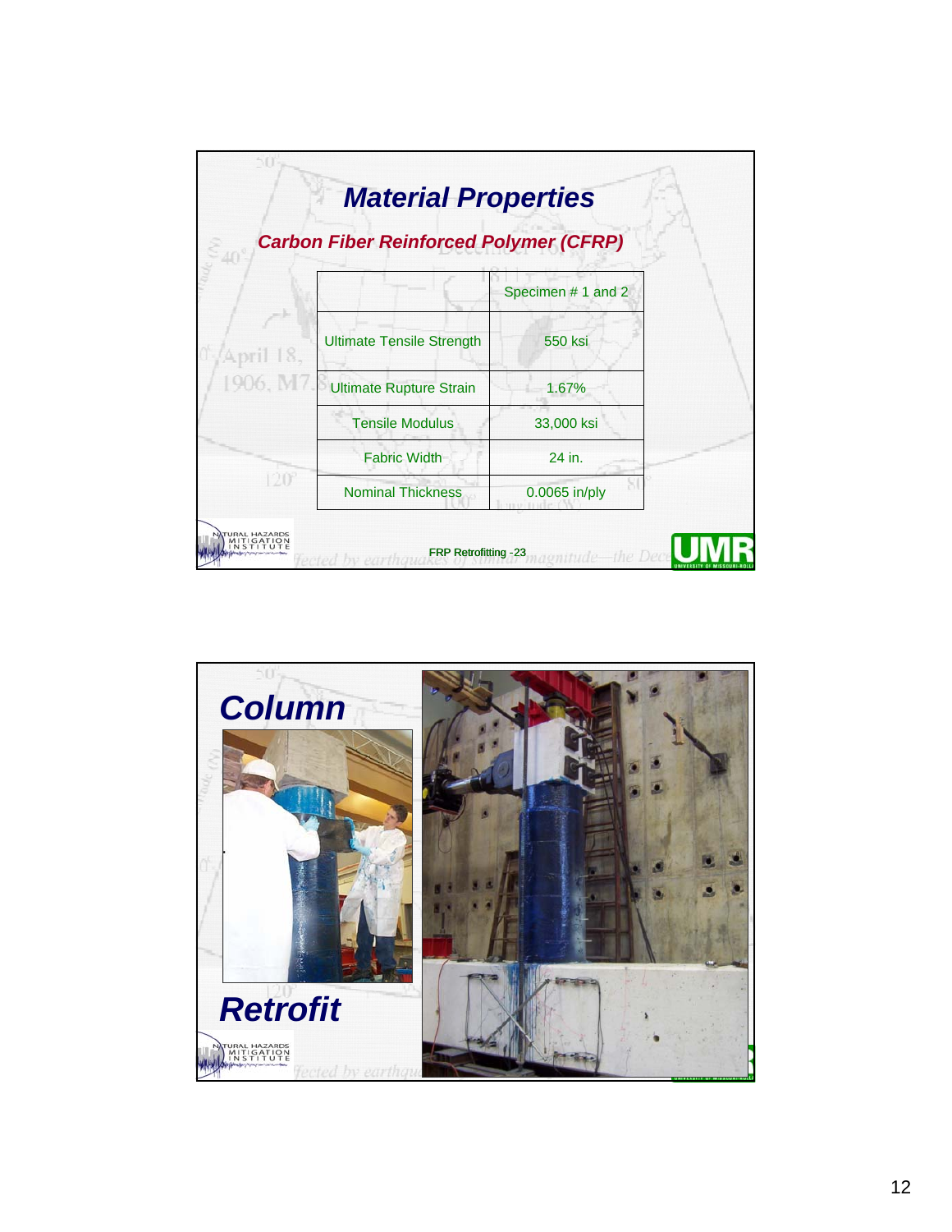# Material Properties

## Carbon Fiber Reinforced Polymer (CFRP)

| | Specimen # 1 and 2 |
|---|---|
| Ultimate Tensile Strength | 550 ksi |
| Ultimate Rupture Strain | 1.67% |
| Tensile Modulus | 33,000 ksi |
| Fabric Width | 24 in. |
| Nominal Thickness | 0.0065 in/ply |

FRP Retrofitting -23

# Column

# Retrofit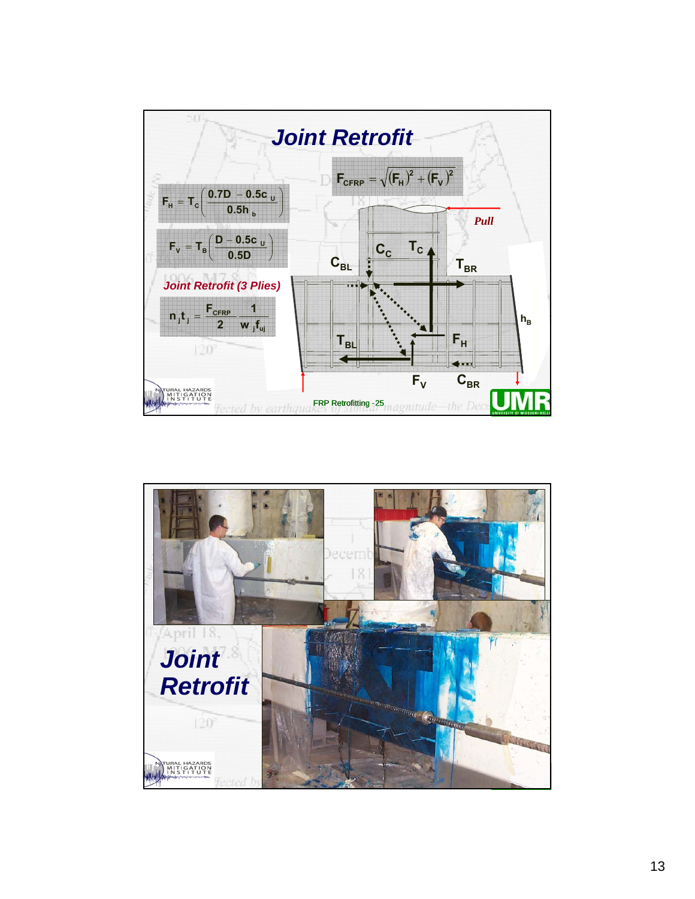# Joint Retrofit

$$F_{CFRP} = \sqrt{(F_H)^2 + (F_V)^2}$$

$$F_H = T_C\left(\frac{0.7D - 0.5c_u}{0.5h_b}\right)$$

$$F_V = T_B\left(\frac{D - 0.5c_u}{0.5D}\right)$$

*Joint Retrofit (3 Plies)*

$$n_j t_j = \frac{F_{CFRP}}{2}\frac{1}{w_j f_{uj}}$$

Pull

$C_C$ $T_C$ $C_{BL}$ $T_{BR}$ $h_B$ $T_{BL}$ $F_H$ $F_V$ $C_{BR}$

FRP Retrofitting -25

# Joint Retrofit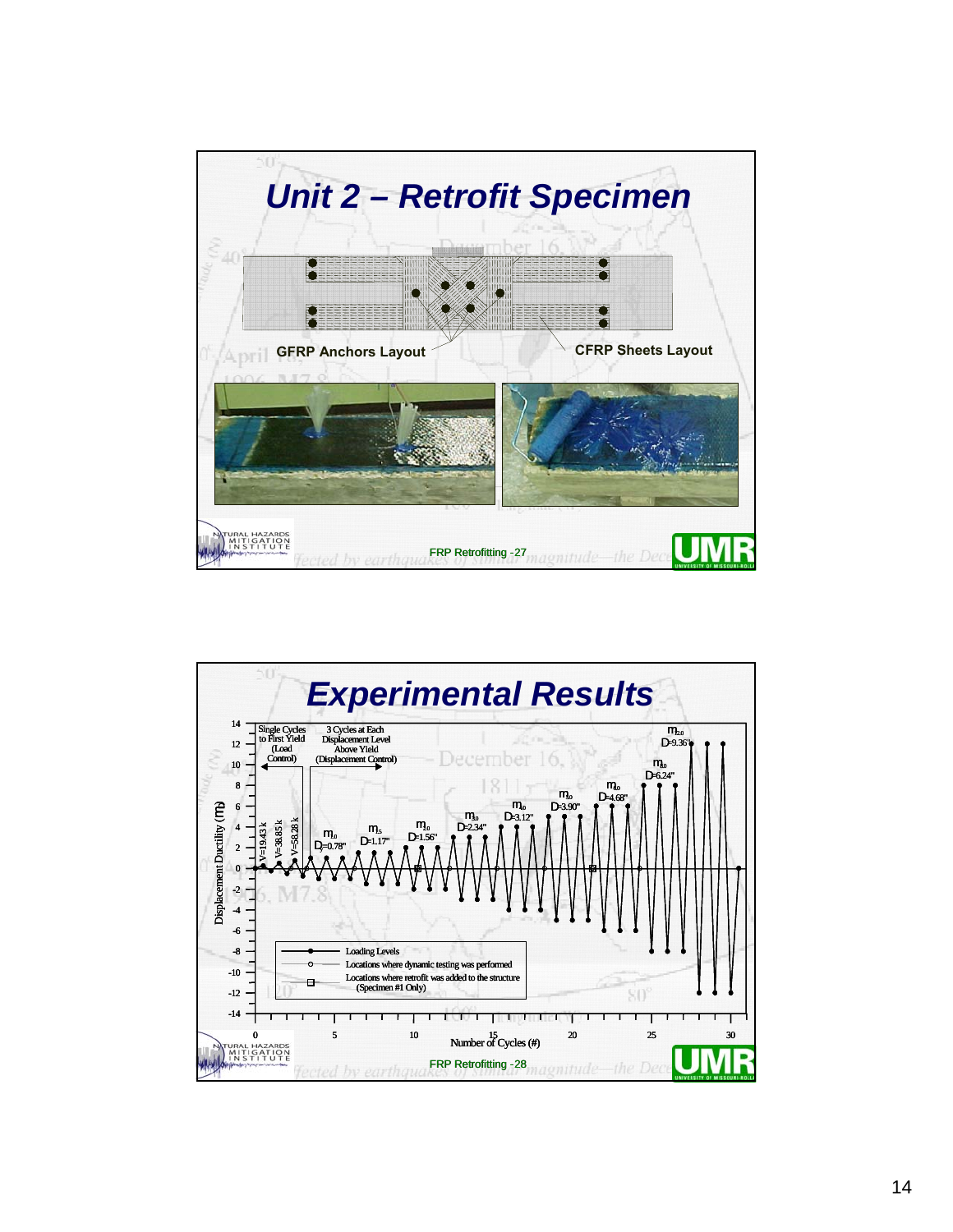# Unit 2 – Retrofit Specimen

GFRP Anchors Layout

CFRP Sheets Layout

FRP Retrofitting -27

# Experimental Results

Single Cycles to First Yield (Load Control)

3 Cycles at Each Displacement Level Above Yield (Displacement Control)

V=19.43 k, V=38.85 k, V=58.28 k

$\mu_{1.0}$ $\Delta_y$=0.78"

$\mu_{1.5}$ $\Delta$=1.17"

$\mu_{2.0}$ $\Delta$=1.56"

$\mu_{3.0}$ $\Delta$=2.34"

$\mu_{4.0}$ $\Delta$=3.12"

$\mu_{5.0}$ $\Delta$=3.90"

$\mu_{6.0}$ $\Delta$=4.68"

$\mu_{8.0}$ $\Delta$=6.24"

$\mu_{12.0}$ $\Delta$=9.36"

Displacement Ductility ($\mu_\Delta$)

Number of Cycles (#)

- Loading Levels
- Locations where dynamic testing was performed
- Locations where retrofit was added to the structure (Specimen #1 Only)

FRP Retrofitting -28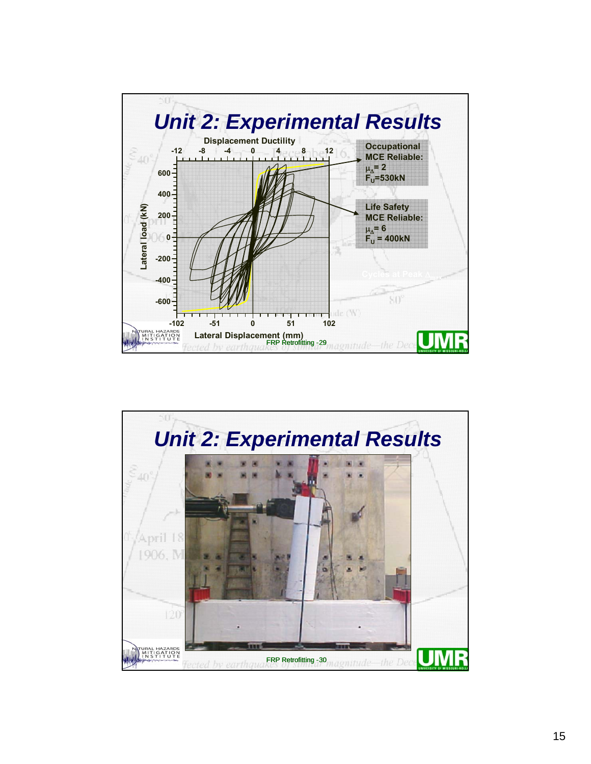# Unit 2: Experimental Results

Displacement Ductility

-12 -8 -4 0 4 8 12

Lateral load (kN)

600, 400, 200, 0, -200, -400, -600

-102 -51 0 51 102

Lateral Displacement (mm)

**Occupational MCE Reliable:**
$\mu_{\Delta} = 2$
$F_U = 530kN$

**Life Safety MCE Reliable:**
$\mu_{\Delta} = 6$
$F_U = 400kN$

FRP Retrofitting -29

# Unit 2: Experimental Results

FRP Retrofitting -30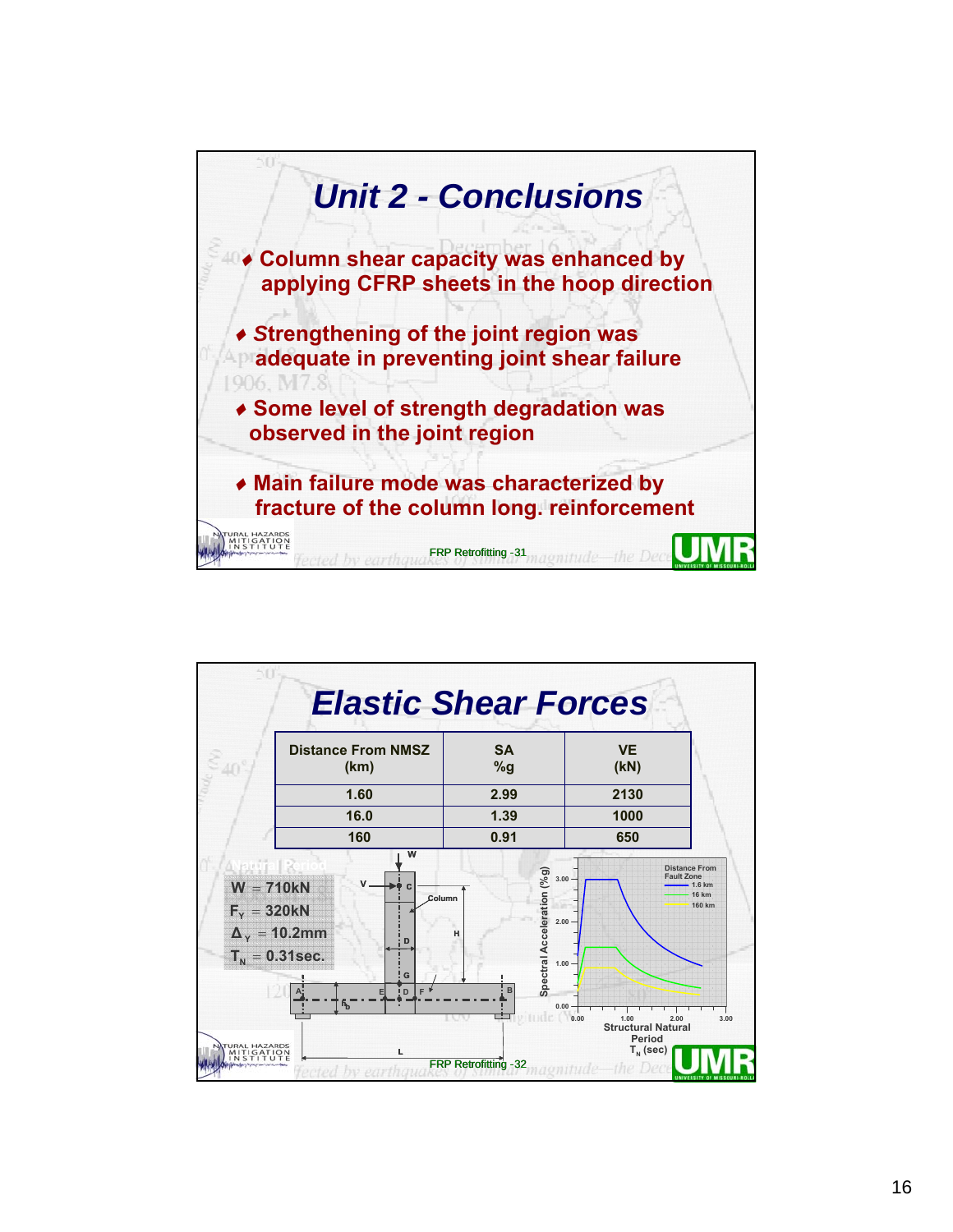## Unit 2 - Conclusions

- Column shear capacity was enhanced by applying CFRP sheets in the hoop direction
- Strengthening of the joint region was adequate in preventing joint shear failure
- Some level of strength degradation was observed in the joint region
- Main failure mode was characterized by fracture of the column long. reinforcement

FRP Retrofitting -31

## Elastic Shear Forces

| Distance From NMSZ (km) | SA %g | VE (kN) |
|---|---|---|
| 1.60 | 2.99 | 2130 |
| 16.0 | 1.39 | 1000 |
| 160 | 0.91 | 650 |

Natural Period

$W = 710kN$

$F_Y = 320kN$

$\Delta_Y = 10.2mm$

$T_N = 0.31sec.$

FRP Retrofitting -32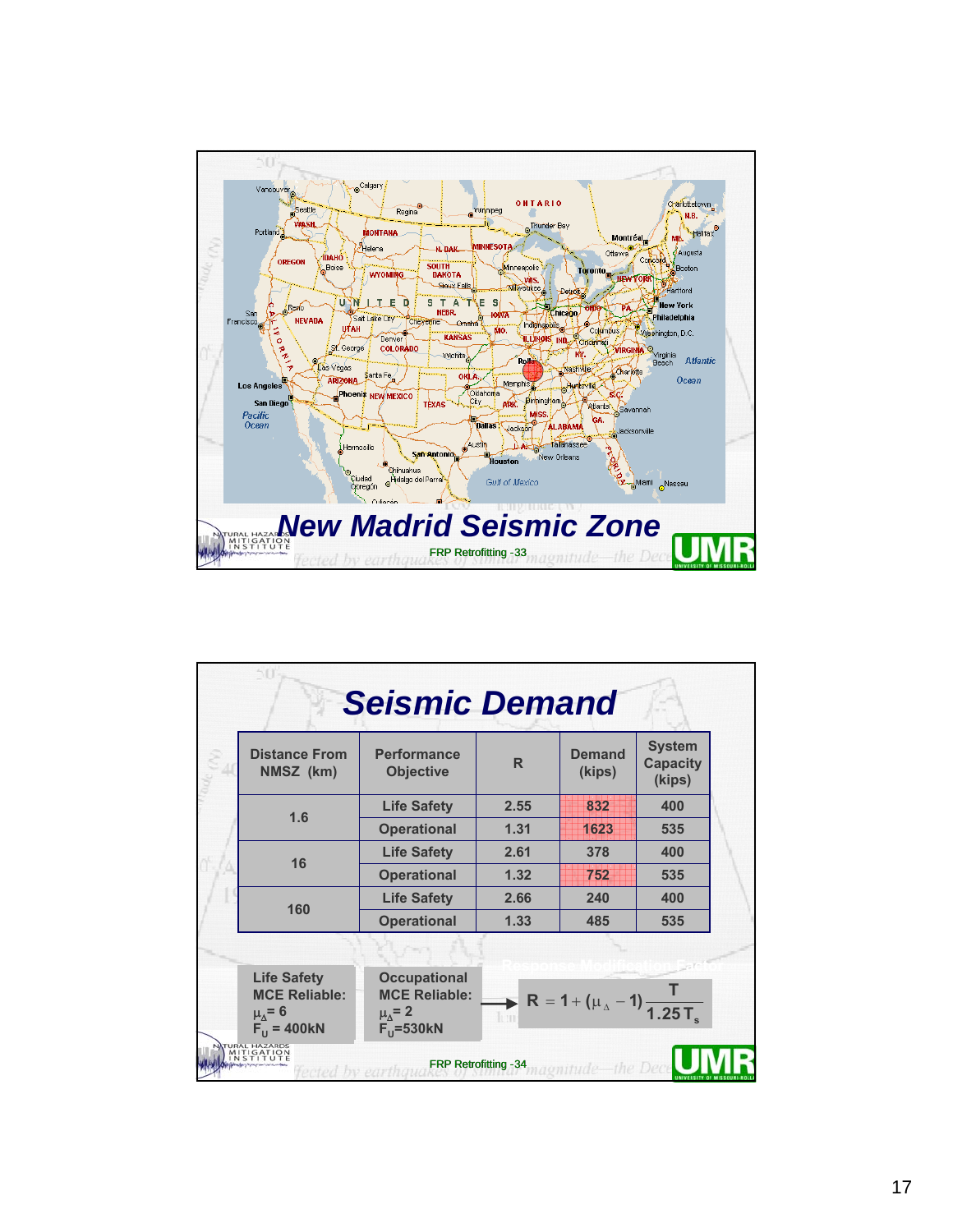# New Madrid Seismic Zone

FRP Retrofitting -33

# Seismic Demand

| Distance From NMSZ (km) | Performance Objective | R | Demand (kips) | System Capacity (kips) |
|---|---|---|---|---|
| 1.6 | Life Safety | 2.55 | 832 | 400 |
| | Operational | 1.31 | 1623 | 535 |
| 16 | Life Safety | 2.61 | 378 | 400 |
| | Operational | 1.32 | 752 | 535 |
| 160 | Life Safety | 2.66 | 240 | 400 |
| | Operational | 1.33 | 485 | 535 |

**Life Safety MCE Reliable:**
$\mu_\Delta = 6$
$F_U = 400kN$

**Occupational MCE Reliable:**
$\mu_\Delta = 2$
$F_U = 530kN$

Response Modification Factor

$$R = 1 + (\mu_\Delta - 1)\frac{T}{1.25 T_s}$$

FRP Retrofitting -34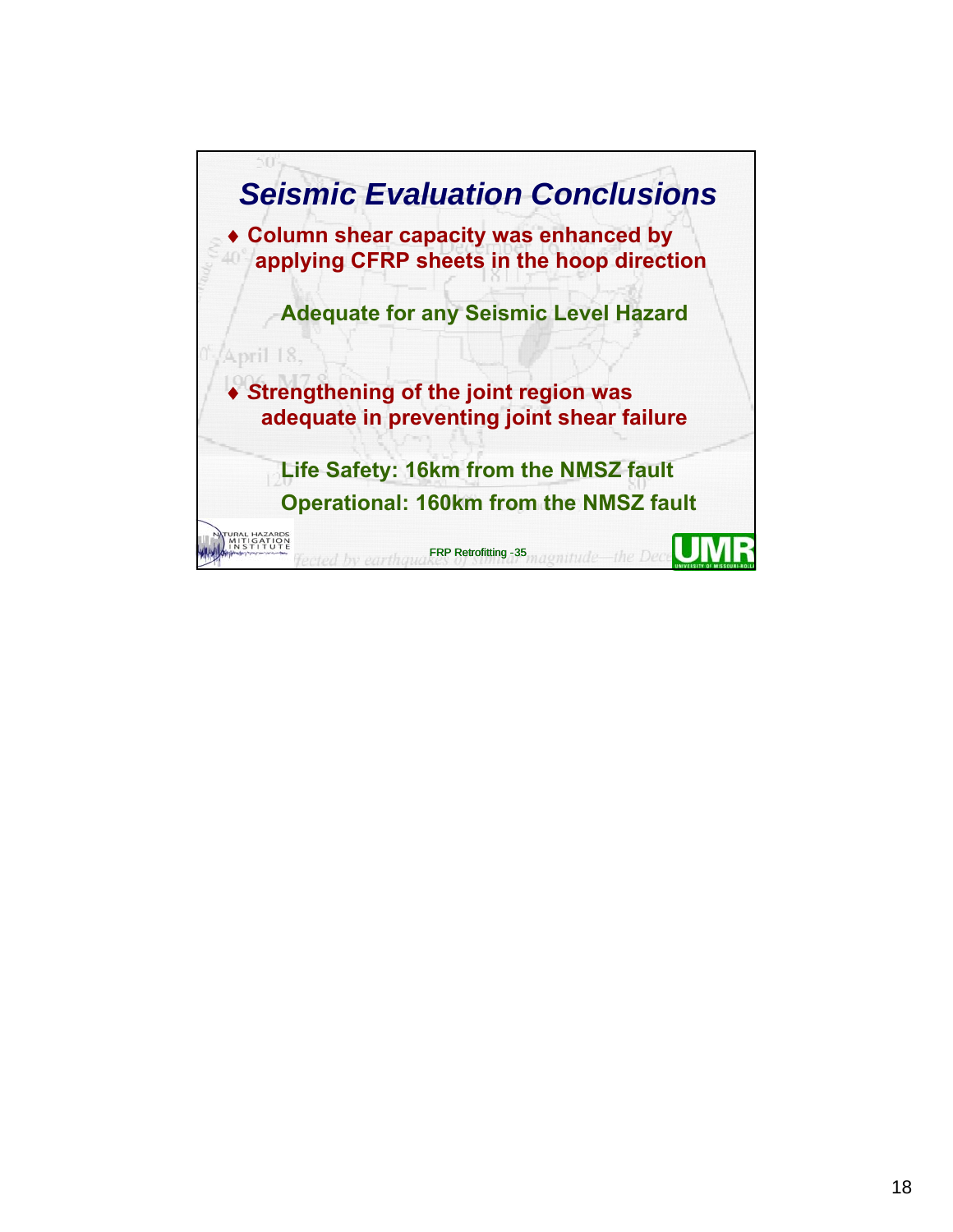## *Seismic Evaluation Conclusions*

- Column shear capacity was enhanced by applying CFRP sheets in the hoop direction

  Adequate for any Seismic Level Hazard

- Strengthening of the joint region was adequate in preventing joint shear failure

  Life Safety: 16km from the NMSZ fault

  Operational: 160km from the NMSZ fault

FRP Retrofitting -35